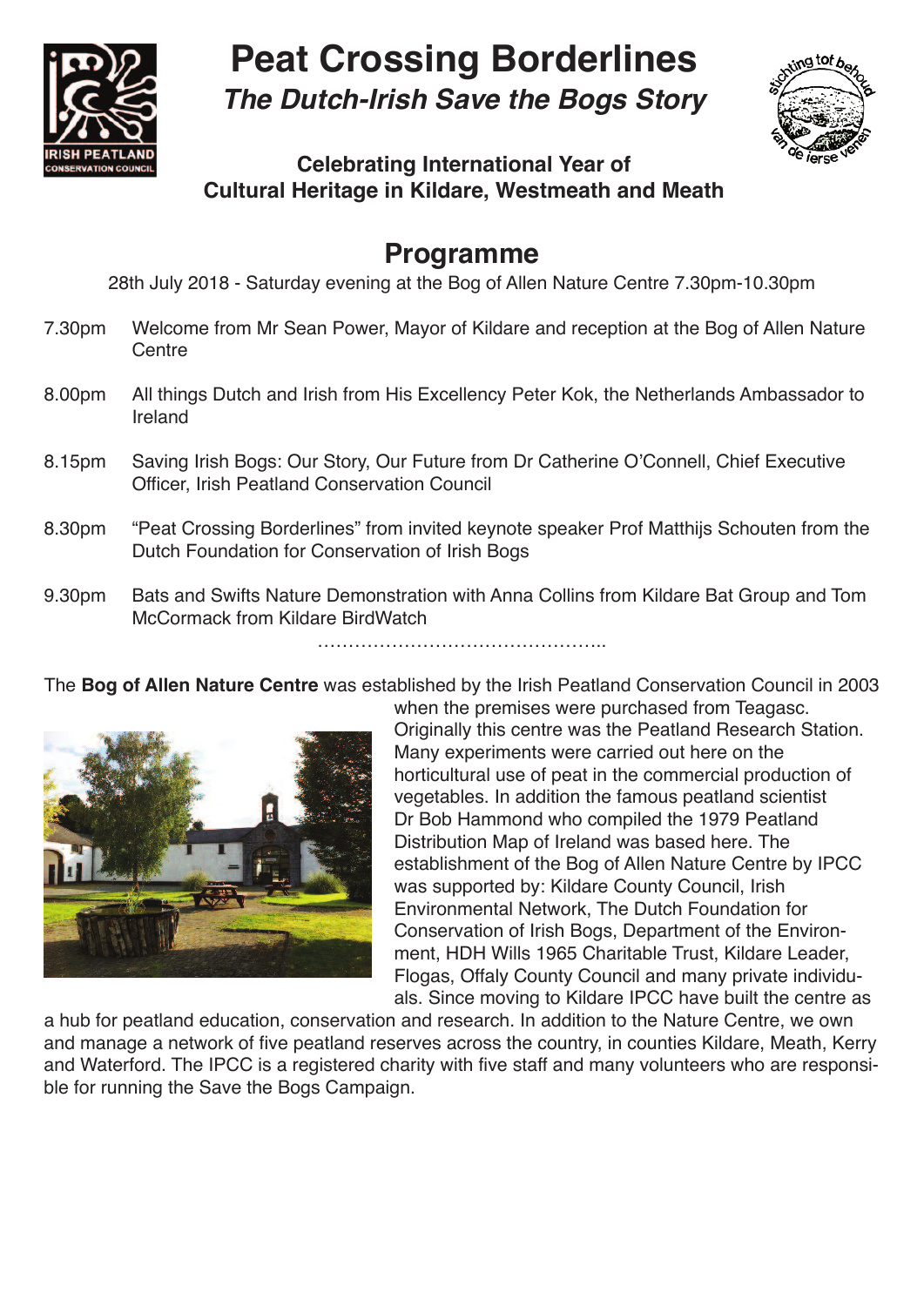# Peat Crossing Borderlines

## *The Dutch-Irish Save the Bogs Story*

**Celebrating International Year of Cultural Heritage in Kildare, Westmeath and Meath**

## Programme

28th July 2018 - Saturday evening at the Bog of Allen Nature Centre 7.30pm-10.30pm

- 7.30pm Welcome from Mr Sean Power, Mayor of Kildare and reception at the Bog of Allen Nature Centre
- 8.00pm All things Dutch and Irish from His Excellency Peter Kok, the Netherlands Ambassador to Ireland
- 8.15pm Saving Irish Bogs: Our Story, Our Future from Dr Catherine O'Connell, Chief Executive Officer, Irish Peatland Conservation Council
- 8.30pm "Peat Crossing Borderlines" from invited keynote speaker Prof Matthijs Schouten from the Dutch Foundation for Conservation of Irish Bogs
- 9.30pm Bats and Swifts Nature Demonstration with Anna Collins from Kildare Bat Group and Tom McCormack from Kildare BirdWatch

………………………………………..

The **Bog of Allen Nature Centre** was established by the Irish Peatland Conservation Council in 2003 when the premises were purchased from Teagasc. Originally this centre was the Peatland Research Station. Many experiments were carried out here on the horticultural use of peat in the commercial production of vegetables. In addition the famous peatland scientist Dr Bob Hammond who compiled the 1979 Peatland Distribution Map of Ireland was based here. The establishment of the Bog of Allen Nature Centre by IPCC was supported by: Kildare County Council, Irish Environmental Network, The Dutch Foundation for Conservation of Irish Bogs, Department of the Environment, HDH Wills 1965 Charitable Trust, Kildare Leader, Flogas, Offaly County Council and many private individuals. Since moving to Kildare IPCC have built the centre as a hub for peatland education, conservation and research. In addition to the Nature Centre, we own and manage a network of five peatland reserves across the country, in counties Kildare, Meath, Kerry and Waterford. The IPCC is a registered charity with five staff and many volunteers who are responsible for running the Save the Bogs Campaign.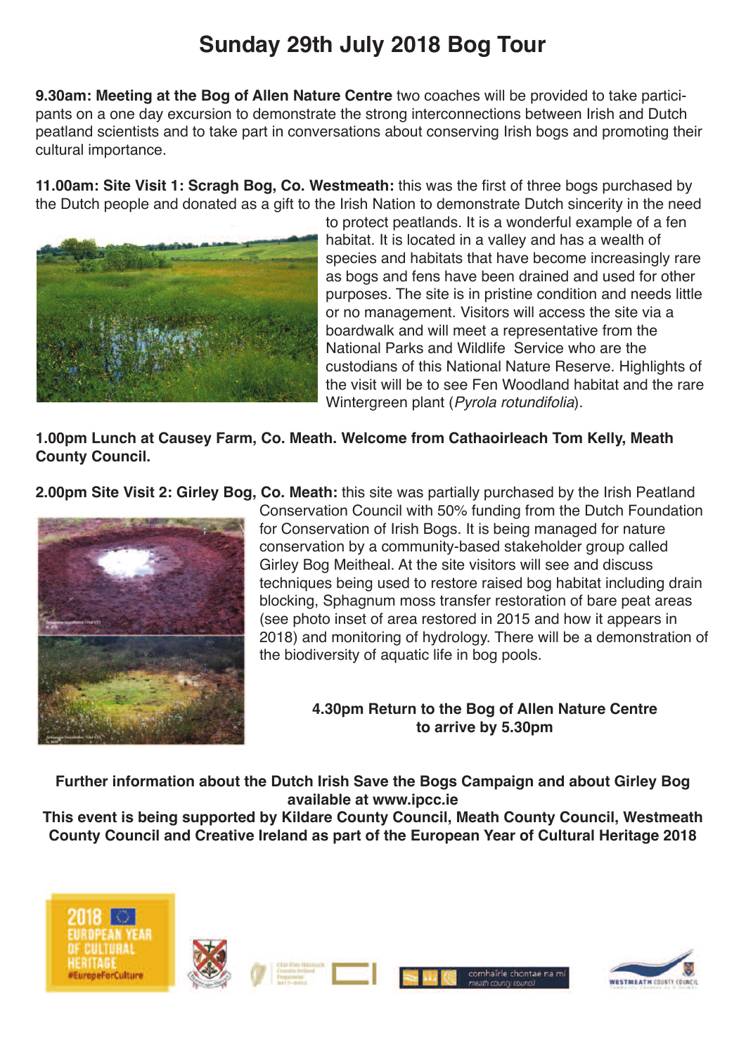# Sunday 29th July 2018 Bog Tour

**9.30am: Meeting at the Bog of Allen Nature Centre** two coaches will be provided to take participants on a one day excursion to demonstrate the strong interconnections between Irish and Dutch peatland scientists and to take part in conversations about conserving Irish bogs and promoting their cultural importance.

**11.00am: Site Visit 1: Scragh Bog, Co. Westmeath:** this was the first of three bogs purchased by the Dutch people and donated as a gift to the Irish Nation to demonstrate Dutch sincerity in the need to protect peatlands. It is a wonderful example of a fen habitat. It is located in a valley and has a wealth of species and habitats that have become increasingly rare as bogs and fens have been drained and used for other purposes. The site is in pristine condition and needs little or no management. Visitors will access the site via a boardwalk and will meet a representative from the National Parks and Wildlife Service who are the custodians of this National Nature Reserve. Highlights of the visit will be to see Fen Woodland habitat and the rare Wintergreen plant (*Pyrola rotundifolia*).

**1.00pm Lunch at Causey Farm, Co. Meath. Welcome from Cathaoirleach Tom Kelly, Meath County Council.**

**2.00pm Site Visit 2: Girley Bog, Co. Meath:** this site was partially purchased by the Irish Peatland Conservation Council with 50% funding from the Dutch Foundation for Conservation of Irish Bogs. It is being managed for nature conservation by a community-based stakeholder group called Girley Bog Meitheal. At the site visitors will see and discuss techniques being used to restore raised bog habitat including drain blocking, Sphagnum moss transfer restoration of bare peat areas (see photo inset of area restored in 2015 and how it appears in 2018) and monitoring of hydrology. There will be a demonstration of the biodiversity of aquatic life in bog pools.

**4.30pm Return to the Bog of Allen Nature Centre to arrive by 5.30pm**

**Further information about the Dutch Irish Save the Bogs Campaign and about Girley Bog available at www.ipcc.ie**

**This event is being supported by Kildare County Council, Meath County Council, Westmeath County Council and Creative Ireland as part of the European Year of Cultural Heritage 2018**